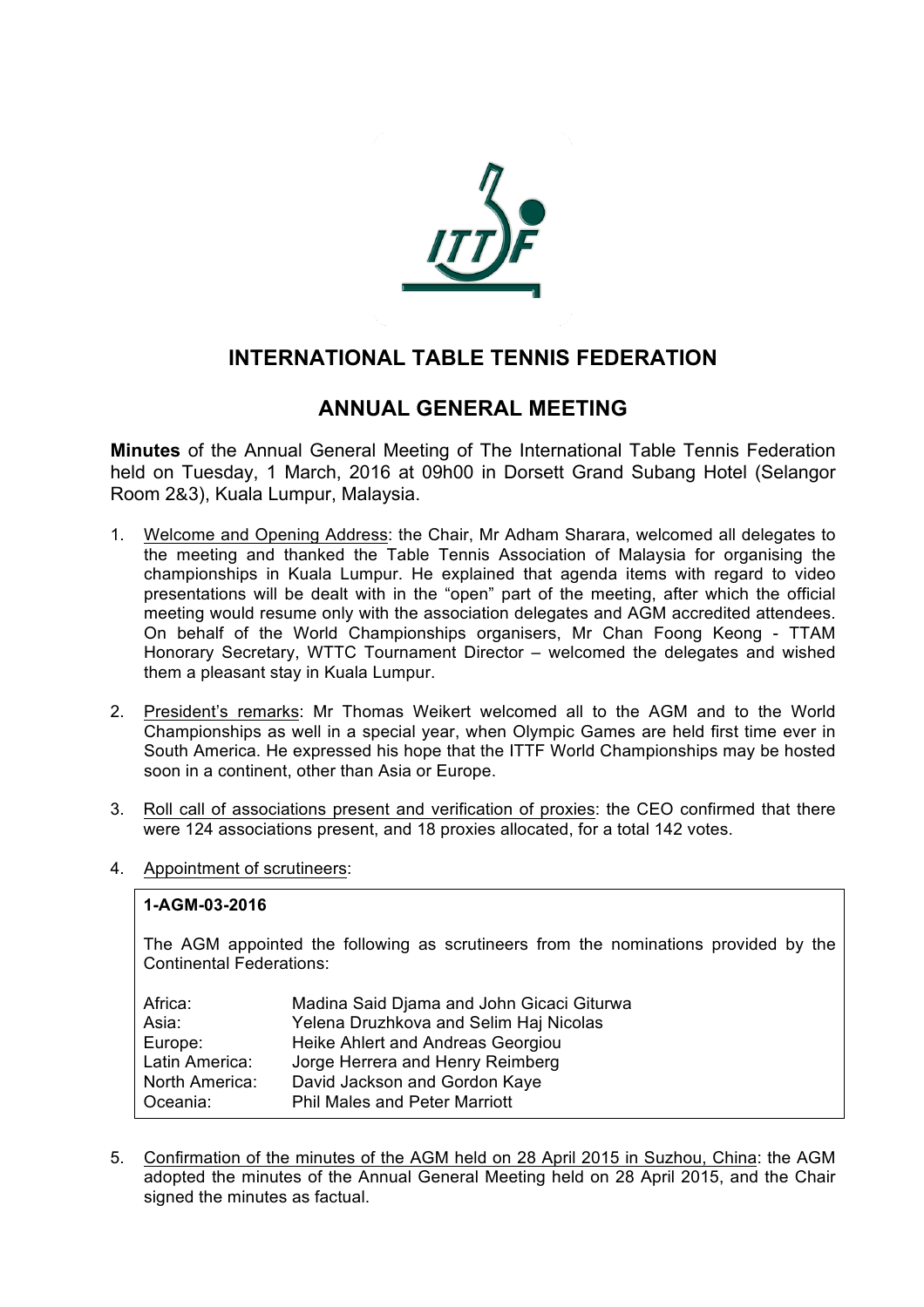# INTERNATIONAL TABLE TENNIS FEDERATION

## ANNUAL GENERAL MEETING

**Minutes** of the Annual General Meeting of The International Table Tennis Federation held on Tuesday, 1 March, 2016 at 09h00 in Dorsett Grand Subang Hotel (Selangor Room 2&3), Kuala Lumpur, Malaysia.

1. Welcome and Opening Address: the Chair, Mr Adham Sharara, welcomed all delegates to the meeting and thanked the Table Tennis Association of Malaysia for organising the championships in Kuala Lumpur. He explained that agenda items with regard to video presentations will be dealt with in the "open" part of the meeting, after which the official meeting would resume only with the association delegates and AGM accredited attendees. On behalf of the World Championships organisers, Mr Chan Foong Keong - TTAM Honorary Secretary, WTTC Tournament Director – welcomed the delegates and wished them a pleasant stay in Kuala Lumpur.

2. President's remarks: Mr Thomas Weikert welcomed all to the AGM and to the World Championships as well in a special year, when Olympic Games are held first time ever in South America. He expressed his hope that the ITTF World Championships may be hosted soon in a continent, other than Asia or Europe.

3. Roll call of associations present and verification of proxies: the CEO confirmed that there were 124 associations present, and 18 proxies allocated, for a total 142 votes.

4. Appointment of scrutineers:

**1-AGM-03-2016**

The AGM appointed the following as scrutineers from the nominations provided by the Continental Federations:

| | |
|---|---|
| Africa: | Madina Said Djama and John Gicaci Giturwa |
| Asia: | Yelena Druzhkova and Selim Haj Nicolas |
| Europe: | Heike Ahlert and Andreas Georgiou |
| Latin America: | Jorge Herrera and Henry Reimberg |
| North America: | David Jackson and Gordon Kaye |
| Oceania: | Phil Males and Peter Marriott |

5. Confirmation of the minutes of the AGM held on 28 April 2015 in Suzhou, China: the AGM adopted the minutes of the Annual General Meeting held on 28 April 2015, and the Chair signed the minutes as factual.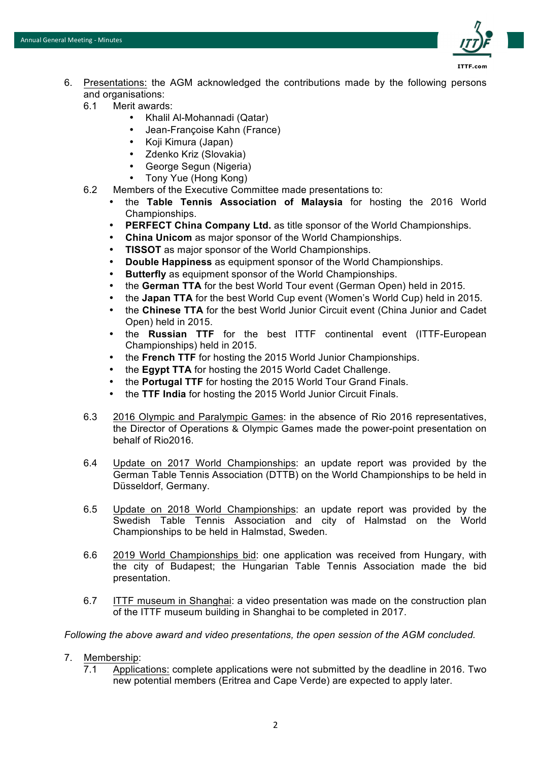6. <u>Presentations:</u> the AGM acknowledged the contributions made by the following persons and organisations:

   6.1 Merit awards:
   - Khalil Al-Mohannadi (Qatar)
   - Jean-Françoise Kahn (France)
   - Koji Kimura (Japan)
   - Zdenko Kriz (Slovakia)
   - George Segun (Nigeria)
   - Tony Yue (Hong Kong)

   6.2 Members of the Executive Committee made presentations to:
   - the **Table Tennis Association of Malaysia** for hosting the 2016 World Championships.
   - **PERFECT China Company Ltd.** as title sponsor of the World Championships.
   - **China Unicom** as major sponsor of the World Championships.
   - **TISSOT** as major sponsor of the World Championships.
   - **Double Happiness** as equipment sponsor of the World Championships.
   - **Butterfly** as equipment sponsor of the World Championships.
   - the **German TTA** for the best World Tour event (German Open) held in 2015.
   - the **Japan TTA** for the best World Cup event (Women's World Cup) held in 2015.
   - the **Chinese TTA** for the best World Junior Circuit event (China Junior and Cadet Open) held in 2015.
   - the **Russian TTF** for the best ITTF continental event (ITTF-European Championships) held in 2015.
   - the **French TTF** for hosting the 2015 World Junior Championships.
   - the **Egypt TTA** for hosting the 2015 World Cadet Challenge.
   - the **Portugal TTF** for hosting the 2015 World Tour Grand Finals.
   - the **TTF India** for hosting the 2015 World Junior Circuit Finals.

   6.3 <u>2016 Olympic and Paralympic Games</u>: in the absence of Rio 2016 representatives, the Director of Operations & Olympic Games made the power-point presentation on behalf of Rio2016.

   6.4 <u>Update on 2017 World Championships</u>: an update report was provided by the German Table Tennis Association (DTTB) on the World Championships to be held in Düsseldorf, Germany.

   6.5 <u>Update on 2018 World Championships</u>: an update report was provided by the Swedish Table Tennis Association and city of Halmstad on the World Championships to be held in Halmstad, Sweden.

   6.6 <u>2019 World Championships bid</u>: one application was received from Hungary, with the city of Budapest; the Hungarian Table Tennis Association made the bid presentation.

   6.7 <u>ITTF museum in Shanghai</u>: a video presentation was made on the construction plan of the ITTF museum building in Shanghai to be completed in 2017.

*Following the above award and video presentations, the open session of the AGM concluded.*

7. <u>Membership</u>:

   7.1 <u>Applications:</u> complete applications were not submitted by the deadline in 2016. Two new potential members (Eritrea and Cape Verde) are expected to apply later.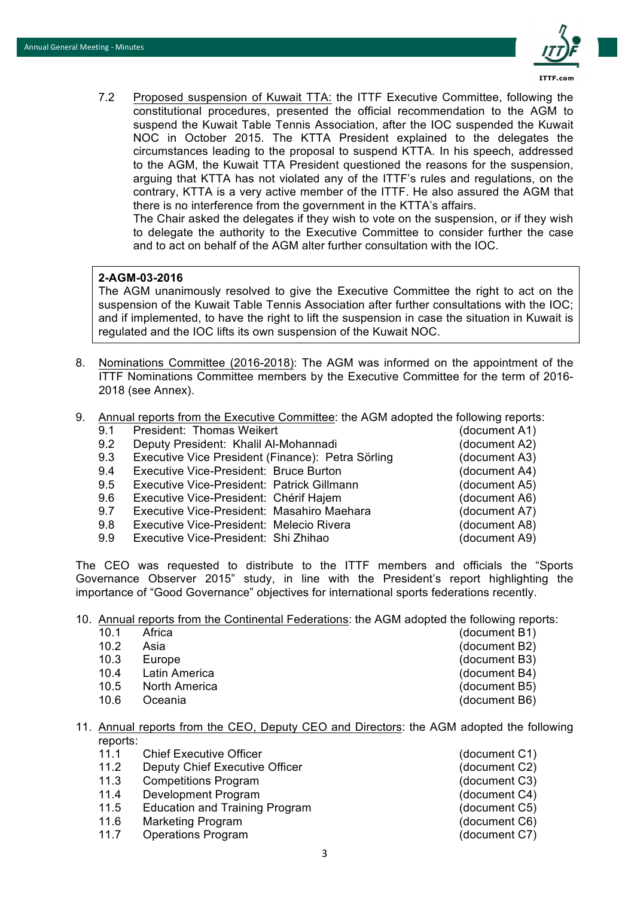7.2 Proposed suspension of Kuwait TTA: the ITTF Executive Committee, following the constitutional procedures, presented the official recommendation to the AGM to suspend the Kuwait Table Tennis Association, after the IOC suspended the Kuwait NOC in October 2015. The KTTA President explained to the delegates the circumstances leading to the proposal to suspend KTTA. In his speech, addressed to the AGM, the Kuwait TTA President questioned the reasons for the suspension, arguing that KTTA has not violated any of the ITTF's rules and regulations, on the contrary, KTTA is a very active member of the ITTF. He also assured the AGM that there is no interference from the government in the KTTA's affairs.
The Chair asked the delegates if they wish to vote on the suspension, or if they wish to delegate the authority to the Executive Committee to consider further the case and to act on behalf of the AGM alter further consultation with the IOC.

> **2-AGM-03-2016**
> The AGM unanimously resolved to give the Executive Committee the right to act on the suspension of the Kuwait Table Tennis Association after further consultations with the IOC; and if implemented, to have the right to lift the suspension in case the situation in Kuwait is regulated and the IOC lifts its own suspension of the Kuwait NOC.

8. Nominations Committee (2016-2018): The AGM was informed on the appointment of the ITTF Nominations Committee members by the Executive Committee for the term of 2016-2018 (see Annex).

9. Annual reports from the Executive Committee: the AGM adopted the following reports:

| | | |
|---|---|---|
| 9.1 | President: Thomas Weikert | (document A1) |
| 9.2 | Deputy President: Khalil Al-Mohannadi | (document A2) |
| 9.3 | Executive Vice President (Finance): Petra Sörling | (document A3) |
| 9.4 | Executive Vice-President: Bruce Burton | (document A4) |
| 9.5 | Executive Vice-President: Patrick Gillmann | (document A5) |
| 9.6 | Executive Vice-President: Chérif Hajem | (document A6) |
| 9.7 | Executive Vice-President: Masahiro Maehara | (document A7) |
| 9.8 | Executive Vice-President: Melecio Rivera | (document A8) |
| 9.9 | Executive Vice-President: Shi Zhihao | (document A9) |

The CEO was requested to distribute to the ITTF members and officials the "Sports Governance Observer 2015" study, in line with the President's report highlighting the importance of "Good Governance" objectives for international sports federations recently.

10. Annual reports from the Continental Federations: the AGM adopted the following reports:

| | | |
|---|---|---|
| 10.1 | Africa | (document B1) |
| 10.2 | Asia | (document B2) |
| 10.3 | Europe | (document B3) |
| 10.4 | Latin America | (document B4) |
| 10.5 | North America | (document B5) |
| 10.6 | Oceania | (document B6) |

11. Annual reports from the CEO, Deputy CEO and Directors: the AGM adopted the following reports:

| | | |
|---|---|---|
| 11.1 | Chief Executive Officer | (document C1) |
| 11.2 | Deputy Chief Executive Officer | (document C2) |
| 11.3 | Competitions Program | (document C3) |
| 11.4 | Development Program | (document C4) |
| 11.5 | Education and Training Program | (document C5) |
| 11.6 | Marketing Program | (document C6) |
| 11.7 | Operations Program | (document C7) |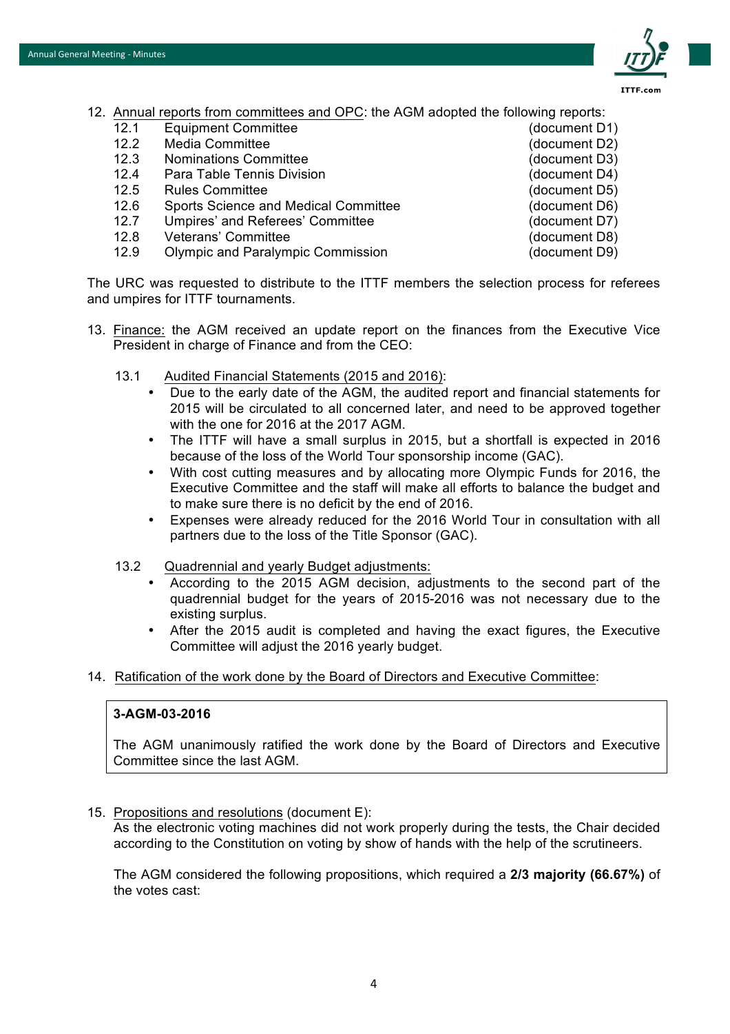12. Annual reports from committees and OPC: the AGM adopted the following reports:

| | | |
|---|---|---|
| 12.1 | Equipment Committee | (document D1) |
| 12.2 | Media Committee | (document D2) |
| 12.3 | Nominations Committee | (document D3) |
| 12.4 | Para Table Tennis Division | (document D4) |
| 12.5 | Rules Committee | (document D5) |
| 12.6 | Sports Science and Medical Committee | (document D6) |
| 12.7 | Umpires' and Referees' Committee | (document D7) |
| 12.8 | Veterans' Committee | (document D8) |
| 12.9 | Olympic and Paralympic Commission | (document D9) |

The URC was requested to distribute to the ITTF members the selection process for referees and umpires for ITTF tournaments.

13. Finance: the AGM received an update report on the finances from the Executive Vice President in charge of Finance and from the CEO:

    13.1 Audited Financial Statements (2015 and 2016):
    - Due to the early date of the AGM, the audited report and financial statements for 2015 will be circulated to all concerned later, and need to be approved together with the one for 2016 at the 2017 AGM.
    - The ITTF will have a small surplus in 2015, but a shortfall is expected in 2016 because of the loss of the World Tour sponsorship income (GAC).
    - With cost cutting measures and by allocating more Olympic Funds for 2016, the Executive Committee and the staff will make all efforts to balance the budget and to make sure there is no deficit by the end of 2016.
    - Expenses were already reduced for the 2016 World Tour in consultation with all partners due to the loss of the Title Sponsor (GAC).

    13.2 Quadrennial and yearly Budget adjustments:
    - According to the 2015 AGM decision, adjustments to the second part of the quadrennial budget for the years of 2015-2016 was not necessary due to the existing surplus.
    - After the 2015 audit is completed and having the exact figures, the Executive Committee will adjust the 2016 yearly budget.

14. Ratification of the work done by the Board of Directors and Executive Committee:

> **3-AGM-03-2016**
>
> The AGM unanimously ratified the work done by the Board of Directors and Executive Committee since the last AGM.

15. Propositions and resolutions (document E):
    As the electronic voting machines did not work properly during the tests, the Chair decided according to the Constitution on voting by show of hands with the help of the scrutineers.

    The AGM considered the following propositions, which required a **2/3 majority (66.67%)** of the votes cast: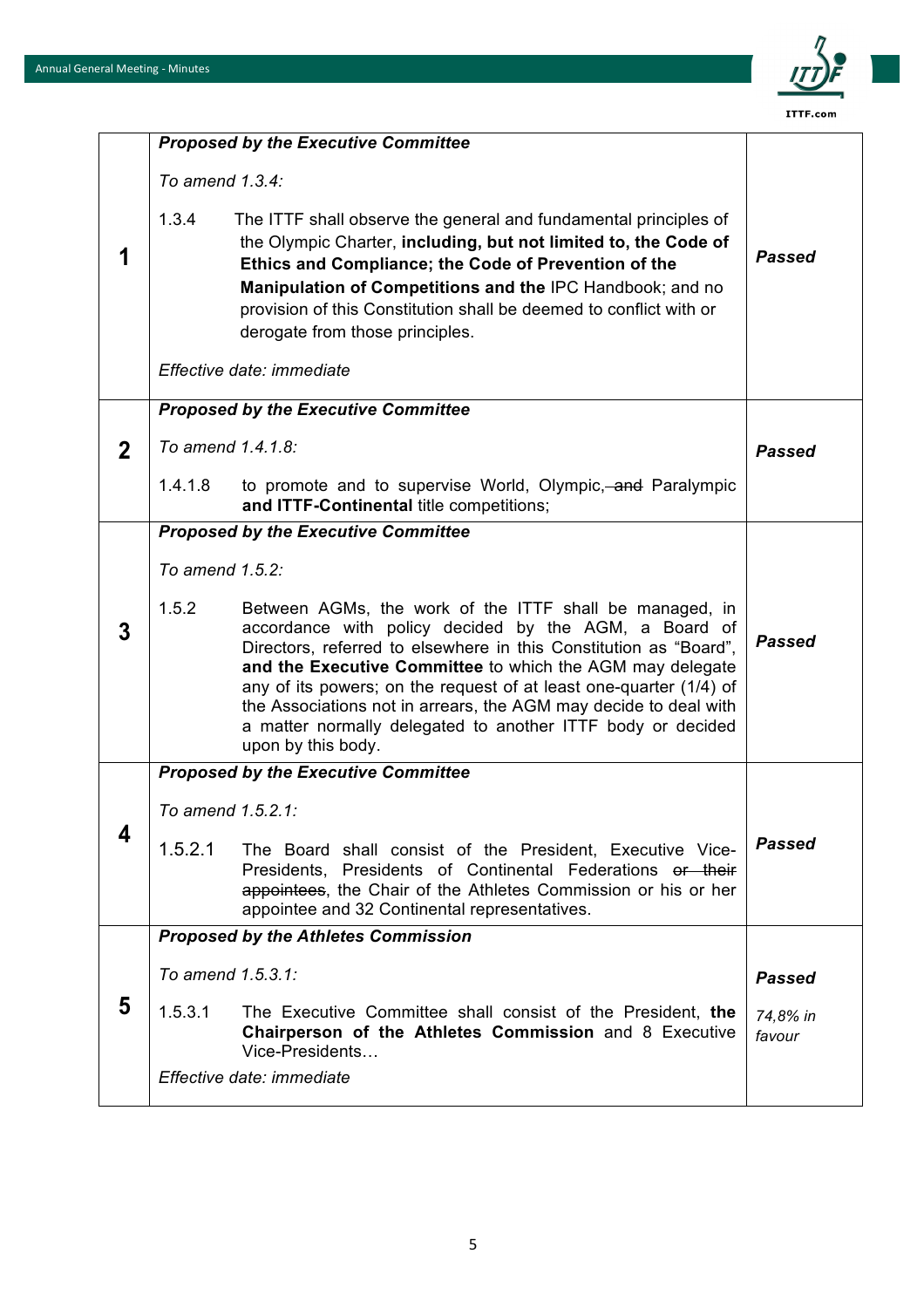| | | |
|---|---|---|
| **1** | ***Proposed by the Executive Committee***<br><br>*To amend 1.3.4:*<br><br>1.3.4 The ITTF shall observe the general and fundamental principles of the Olympic Charter, **including, but not limited to, the Code of Ethics and Compliance; the Code of Prevention of the Manipulation of Competitions and the** IPC Handbook; and no provision of this Constitution shall be deemed to conflict with or derogate from those principles.<br><br>*Effective date: immediate* | ***Passed*** |
| **2** | ***Proposed by the Executive Committee***<br><br>*To amend 1.4.1.8:*<br><br>1.4.1.8 to promote and to supervise World, Olympic, ~~and~~ Paralympic **and ITTF-Continental** title competitions; | ***Passed*** |
| **3** | ***Proposed by the Executive Committee***<br><br>*To amend 1.5.2:*<br><br>1.5.2 Between AGMs, the work of the ITTF shall be managed, in accordance with policy decided by the AGM, a Board of Directors, referred to elsewhere in this Constitution as "Board", **and the Executive Committee** to which the AGM may delegate any of its powers; on the request of at least one-quarter (1/4) of the Associations not in arrears, the AGM may decide to deal with a matter normally delegated to another ITTF body or decided upon by this body. | ***Passed*** |
| **4** | ***Proposed by the Executive Committee***<br><br>*To amend 1.5.2.1:*<br><br>1.5.2.1 The Board shall consist of the President, Executive Vice-Presidents, Presidents of Continental Federations ~~or their appointees~~, the Chair of the Athletes Commission or his or her appointee and 32 Continental representatives. | ***Passed*** |
| **5** | ***Proposed by the Athletes Commission***<br><br>*To amend 1.5.3.1:*<br><br>1.5.3.1 The Executive Committee shall consist of the President, **the Chairperson of the Athletes Commission** and 8 Executive Vice-Presidents…<br><br>*Effective date: immediate* | ***Passed***<br><br>*74,8% in favour* |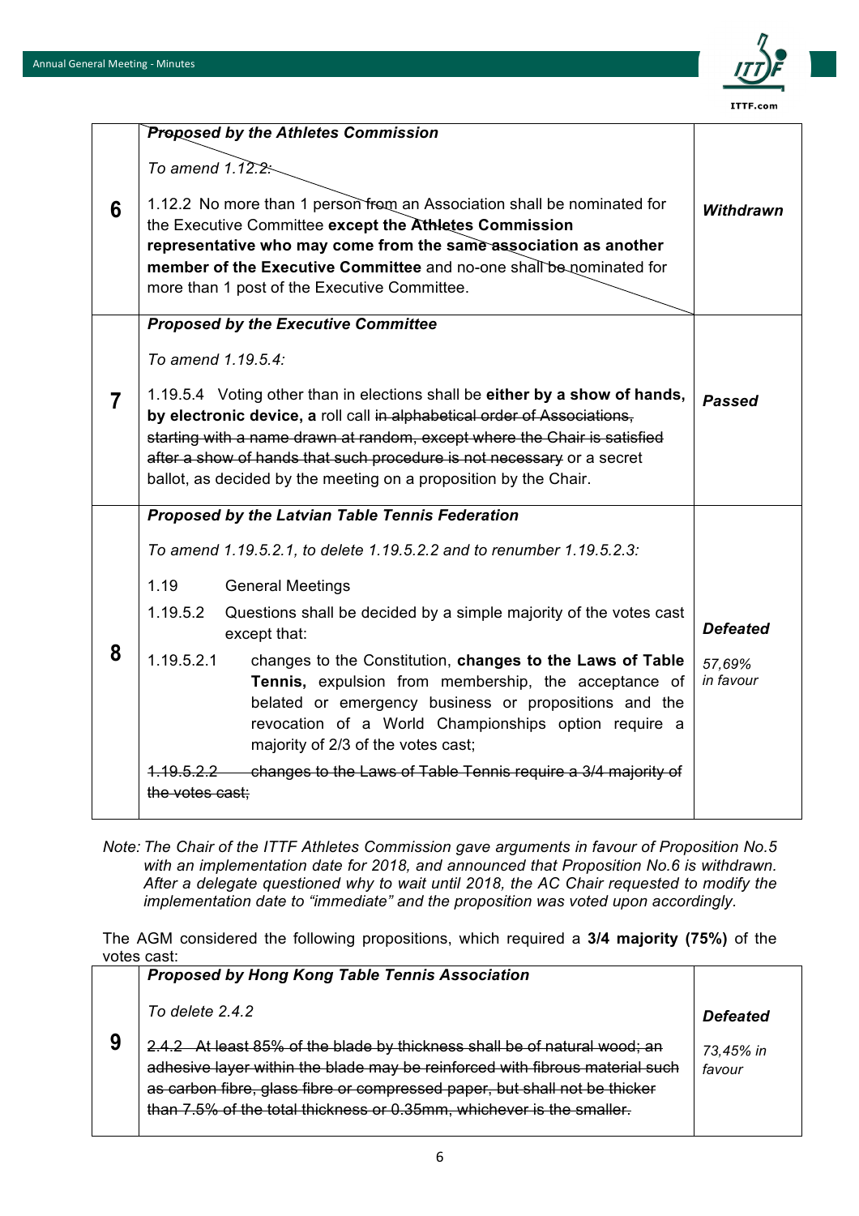| No. | Proposition | Result |
|---|---|---|
| 6 | ***Proposed by the Athletes Commission***<br><br>*To amend 1.12.2:*<br><br>1.12.2 No more than 1 person from an Association shall be nominated for the Executive Committee **except the Athletes Commission representative who may come from the same association as another member of the Executive Committee** and no-one shall be nominated for more than 1 post of the Executive Committee. | ***Withdrawn*** |
| 7 | ***Proposed by the Executive Committee***<br><br>*To amend 1.19.5.4:*<br><br>1.19.5.4 Voting other than in elections shall be **either by a show of hands, by electronic device, a** roll call ~~in alphabetical order of Associations, starting with a name drawn at random, except where the Chair is satisfied after a show of hands that such procedure is not necessary~~ or a secret ballot, as decided by the meeting on a proposition by the Chair. | ***Passed*** |
| 8 | ***Proposed by the Latvian Table Tennis Federation***<br><br>*To amend 1.19.5.2.1, to delete 1.19.5.2.2 and to renumber 1.19.5.2.3:*<br><br>1.19 General Meetings<br><br>1.19.5.2 Questions shall be decided by a simple majority of the votes cast except that:<br><br>1.19.5.2.1 changes to the Constitution, **changes to the Laws of Table Tennis,** expulsion from membership, the acceptance of belated or emergency business or propositions and the revocation of a World Championships option require a majority of 2/3 of the votes cast;<br><br>~~1.19.5.2.2 changes to the Laws of Table Tennis require a 3/4 majority of the votes cast;~~ | ***Defeated***<br><br>*57,69% in favour* |

*Note: The Chair of the ITTF Athletes Commission gave arguments in favour of Proposition No.5 with an implementation date for 2018, and announced that Proposition No.6 is withdrawn. After a delegate questioned why to wait until 2018, the AC Chair requested to modify the implementation date to "immediate" and the proposition was voted upon accordingly.*

The AGM considered the following propositions, which required a **3/4 majority (75%)** of the votes cast:

| No. | Proposition | Result |
|---|---|---|
| 9 | ***Proposed by Hong Kong Table Tennis Association***<br><br>*To delete 2.4.2*<br><br>~~2.4.2 At least 85% of the blade by thickness shall be of natural wood; an adhesive layer within the blade may be reinforced with fibrous material such as carbon fibre, glass fibre or compressed paper, but shall not be thicker than 7.5% of the total thickness or 0.35mm, whichever is the smaller.~~ | ***Defeated***<br><br>*73,45% in favour* |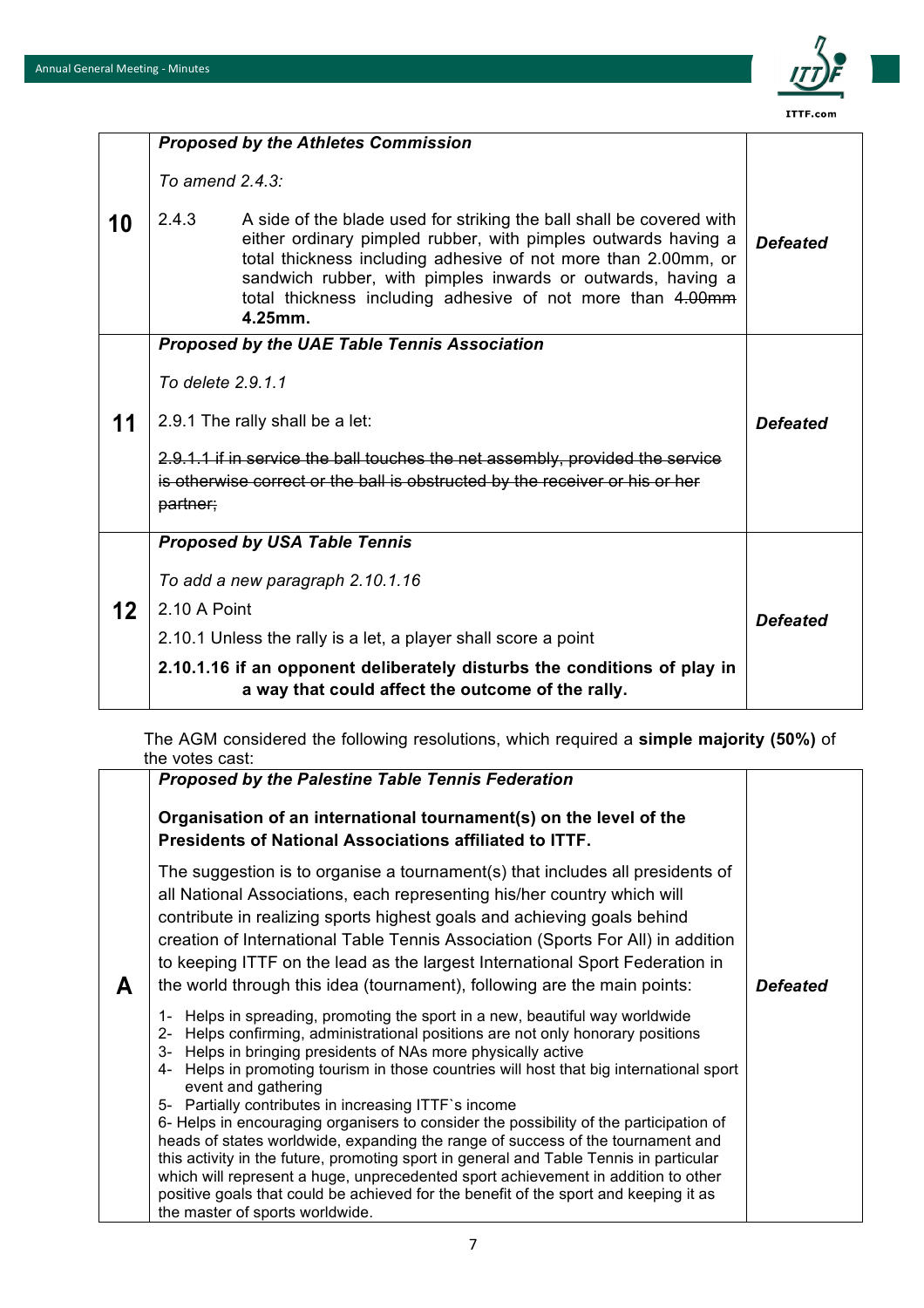| | | |
|---|---|---|
| **10** | ***Proposed by the Athletes Commission***<br><br>*To amend 2.4.3:*<br><br>2.4.3 A side of the blade used for striking the ball shall be covered with either ordinary pimpled rubber, with pimples outwards having a total thickness including adhesive of not more than 2.00mm, or sandwich rubber, with pimples inwards or outwards, having a total thickness including adhesive of not more than ~~4.00mm~~ **4.25mm.** | ***Defeated*** |
| **11** | ***Proposed by the UAE Table Tennis Association***<br><br>*To delete 2.9.1.1*<br><br>2.9.1 The rally shall be a let:<br><br>~~2.9.1.1 if in service the ball touches the net assembly, provided the service is otherwise correct or the ball is obstructed by the receiver or his or her partner;~~ | ***Defeated*** |
| **12** | ***Proposed by USA Table Tennis***<br><br>*To add a new paragraph 2.10.1.16*<br><br>2.10 A Point<br><br>2.10.1 Unless the rally is a let, a player shall score a point<br><br>**2.10.1.16 if an opponent deliberately disturbs the conditions of play in a way that could affect the outcome of the rally.** | ***Defeated*** |

The AGM considered the following resolutions, which required a **simple majority (50%)** of the votes cast:

| | | |
|---|---|---|
| **A** | ***Proposed by the Palestine Table Tennis Federation***<br><br>**Organisation of an international tournament(s) on the level of the Presidents of National Associations affiliated to ITTF.**<br><br>The suggestion is to organise a tournament(s) that includes all presidents of all National Associations, each representing his/her country which will contribute in realizing sports highest goals and achieving goals behind creation of International Table Tennis Association (Sports For All) in addition to keeping ITTF on the lead as the largest International Sport Federation in the world through this idea (tournament), following are the main points:<br><br>1- Helps in spreading, promoting the sport in a new, beautiful way worldwide<br>2- Helps confirming, administrational positions are not only honorary positions<br>3- Helps in bringing presidents of NAs more physically active<br>4- Helps in promoting tourism in those countries will host that big international sport event and gathering<br>5- Partially contributes in increasing ITTF`s income<br>6- Helps in encouraging organisers to consider the possibility of the participation of heads of states worldwide, expanding the range of success of the tournament and this activity in the future, promoting sport in general and Table Tennis in particular which will represent a huge, unprecedented sport achievement in addition to other positive goals that could be achieved for the benefit of the sport and keeping it as the master of sports worldwide. | ***Defeated*** |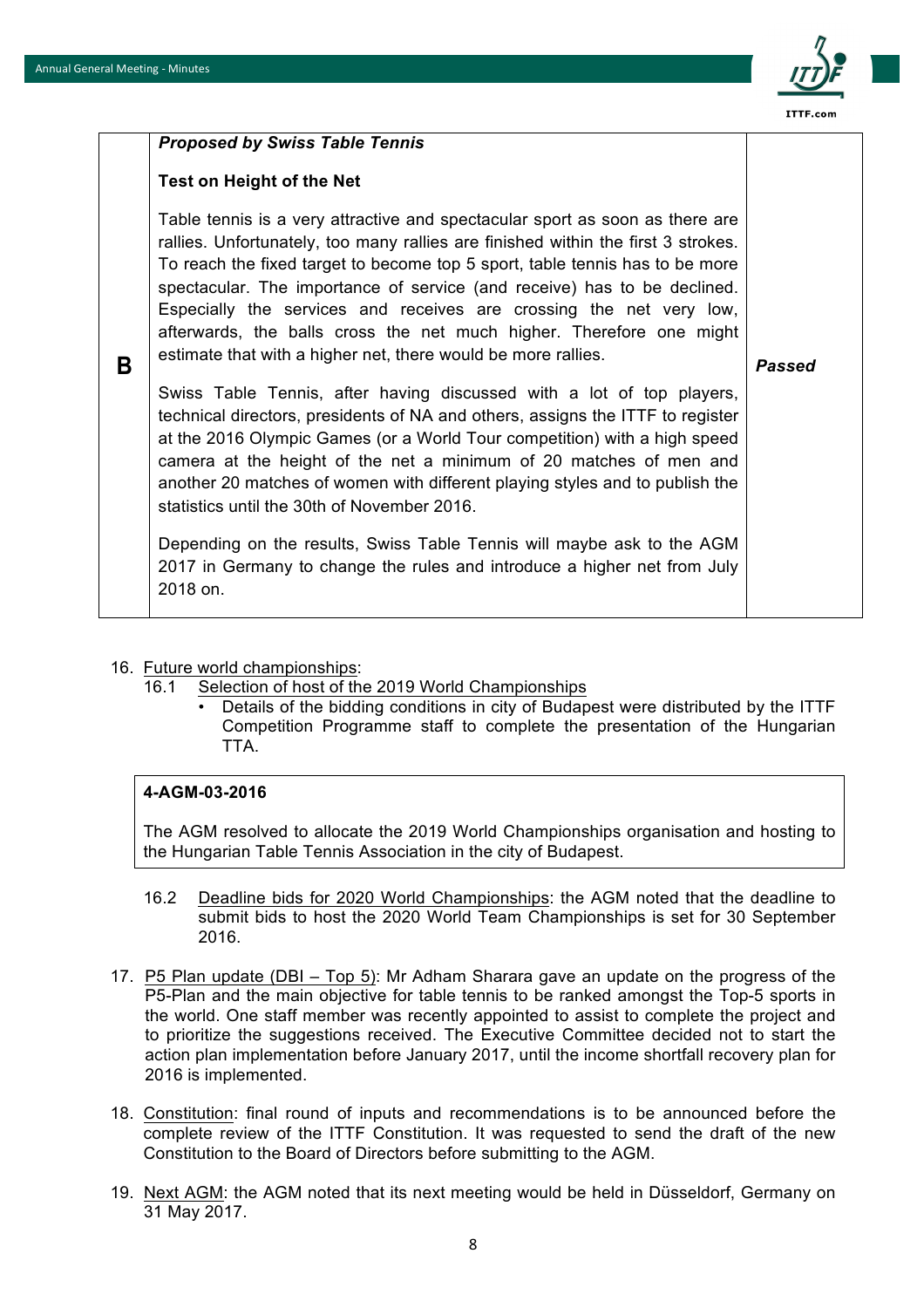| | | |
|---|---|---|
| **B** | ***Proposed by Swiss Table Tennis***<br><br>**Test on Height of the Net**<br><br>Table tennis is a very attractive and spectacular sport as soon as there are rallies. Unfortunately, too many rallies are finished within the first 3 strokes. To reach the fixed target to become top 5 sport, table tennis has to be more spectacular. The importance of service (and receive) has to be declined. Especially the services and receives are crossing the net very low, afterwards, the balls cross the net much higher. Therefore one might estimate that with a higher net, there would be more rallies.<br><br>Swiss Table Tennis, after having discussed with a lot of top players, technical directors, presidents of NA and others, assigns the ITTF to register at the 2016 Olympic Games (or a World Tour competition) with a high speed camera at the height of the net a minimum of 20 matches of men and another 20 matches of women with different playing styles and to publish the statistics until the 30th of November 2016.<br><br>Depending on the results, Swiss Table Tennis will maybe ask to the AGM 2017 in Germany to change the rules and introduce a higher net from July 2018 on. | ***Passed*** |

16. <u>Future world championships</u>:
    16.1 <u>Selection of host of the 2019 World Championships</u>
    - Details of the bidding conditions in city of Budapest were distributed by the ITTF Competition Programme staff to complete the presentation of the Hungarian TTA.

> **4-AGM-03-2016**
>
> The AGM resolved to allocate the 2019 World Championships organisation and hosting to the Hungarian Table Tennis Association in the city of Budapest.

16.2 <u>Deadline bids for 2020 World Championships</u>: the AGM noted that the deadline to submit bids to host the 2020 World Team Championships is set for 30 September 2016.

17. <u>P5 Plan update (DBI – Top 5)</u>: Mr Adham Sharara gave an update on the progress of the P5-Plan and the main objective for table tennis to be ranked amongst the Top-5 sports in the world. One staff member was recently appointed to assist to complete the project and to prioritize the suggestions received. The Executive Committee decided not to start the action plan implementation before January 2017, until the income shortfall recovery plan for 2016 is implemented.

18. <u>Constitution</u>: final round of inputs and recommendations is to be announced before the complete review of the ITTF Constitution. It was requested to send the draft of the new Constitution to the Board of Directors before submitting to the AGM.

19. <u>Next AGM</u>: the AGM noted that its next meeting would be held in Düsseldorf, Germany on 31 May 2017.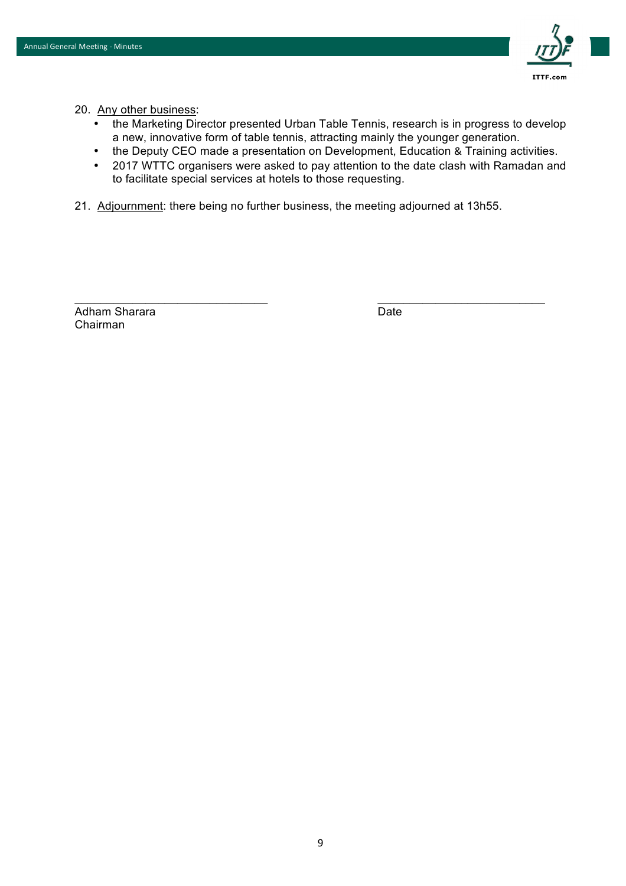20. Any other business:
    - the Marketing Director presented Urban Table Tennis, research is in progress to develop a new, innovative form of table tennis, attracting mainly the younger generation.
    - the Deputy CEO made a presentation on Development, Education & Training activities.
    - 2017 WTTC organisers were asked to pay attention to the date clash with Ramadan and to facilitate special services at hotels to those requesting.

21. Adjournment: there being no further business, the meeting adjourned at 13h55.

\_\_\_\_\_\_\_\_\_\_\_\_\_\_\_\_\_\_\_\_\_\_\_\_\_\_\_\_\_\_ \_\_\_\_\_\_\_\_\_\_\_\_\_\_\_\_\_\_\_\_\_\_\_\_\_\_

Adham Sharara
Chairman

Date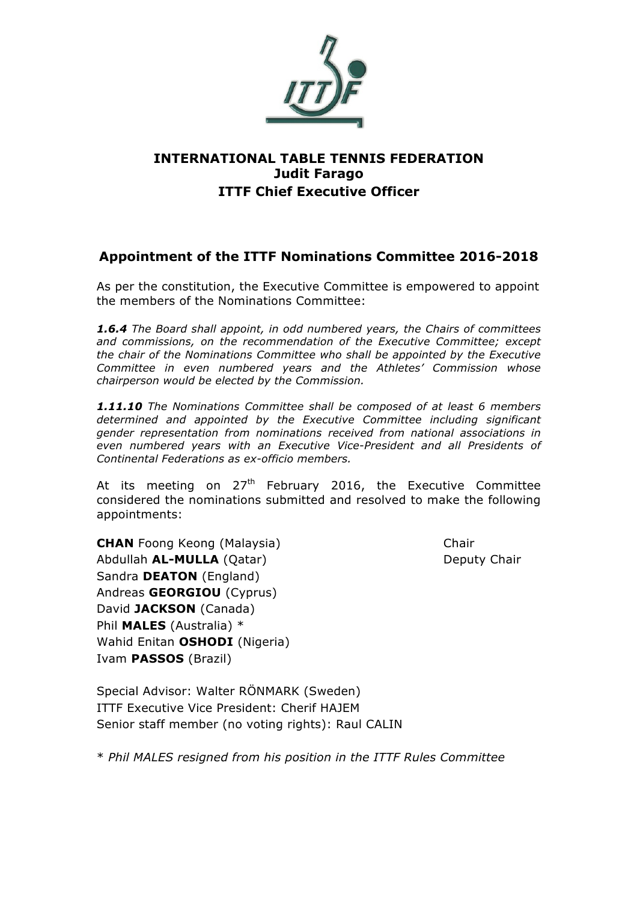**INTERNATIONAL TABLE TENNIS FEDERATION**
**Judit Farago**
**ITTF Chief Executive Officer**

## Appointment of the ITTF Nominations Committee 2016-2018

As per the constitution, the Executive Committee is empowered to appoint the members of the Nominations Committee:

***1.6.4*** *The Board shall appoint, in odd numbered years, the Chairs of committees and commissions, on the recommendation of the Executive Committee; except the chair of the Nominations Committee who shall be appointed by the Executive Committee in even numbered years and the Athletes' Commission whose chairperson would be elected by the Commission.*

***1.11.10*** *The Nominations Committee shall be composed of at least 6 members determined and appointed by the Executive Committee including significant gender representation from nominations received from national associations in even numbered years with an Executive Vice-President and all Presidents of Continental Federations as ex-officio members.*

At its meeting on 27th February 2016, the Executive Committee considered the nominations submitted and resolved to make the following appointments:

**CHAN** Foong Keong (Malaysia) — Chair
Abdullah **AL-MULLA** (Qatar) — Deputy Chair
Sandra **DEATON** (England)
Andreas **GEORGIOU** (Cyprus)
David **JACKSON** (Canada)
Phil **MALES** (Australia) *
Wahid Enitan **OSHODI** (Nigeria)
Ivam **PASSOS** (Brazil)

Special Advisor: Walter RÖNMARK (Sweden)
ITTF Executive Vice President: Cherif HAJEM
Senior staff member (no voting rights): Raul CALIN

\* *Phil MALES resigned from his position in the ITTF Rules Committee*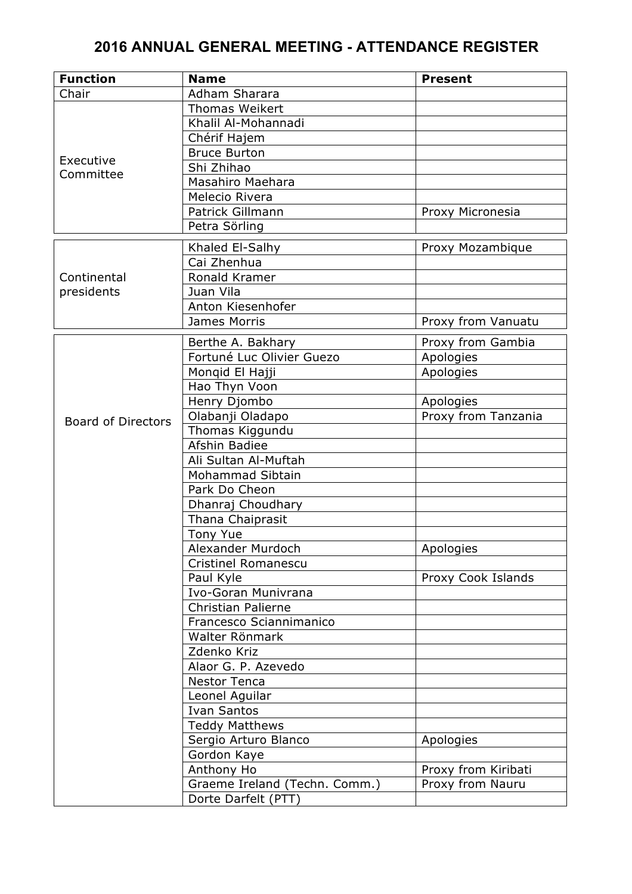# 2016 ANNUAL GENERAL MEETING - ATTENDANCE REGISTER

| Function | Name | Present |
|---|---|---|
| Chair | Adham Sharara | |
| Executive Committee | Thomas Weikert | |
| | Khalil Al-Mohannadi | |
| | Chérif Hajem | |
| | Bruce Burton | |
| | Shi Zhihao | |
| | Masahiro Maehara | |
| | Melecio Rivera | |
| | Patrick Gillmann | Proxy Micronesia |
| | Petra Sörling | |
| Continental presidents | Khaled El-Salhy | Proxy Mozambique |
| | Cai Zhenhua | |
| | Ronald Kramer | |
| | Juan Vila | |
| | Anton Kiesenhofer | |
| | James Morris | Proxy from Vanuatu |
| Board of Directors | Berthe A. Bakhary | Proxy from Gambia |
| | Fortuné Luc Olivier Guezo | Apologies |
| | Monqid El Hajji | Apologies |
| | Hao Thyn Voon | |
| | Henry Djombo | Apologies |
| | Olabanji Oladapo | Proxy from Tanzania |
| | Thomas Kiggundu | |
| | Afshin Badiee | |
| | Ali Sultan Al-Muftah | |
| | Mohammad Sibtain | |
| | Park Do Cheon | |
| | Dhanraj Choudhary | |
| | Thana Chaiprasit | |
| | Tony Yue | |
| | Alexander Murdoch | Apologies |
| | Cristinel Romanescu | |
| | Paul Kyle | Proxy Cook Islands |
| | Ivo-Goran Munivrana | |
| | Christian Palierne | |
| | Francesco Sciannimanico | |
| | Walter Rönmark | |
| | Zdenko Kriz | |
| | Alaor G. P. Azevedo | |
| | Nestor Tenca | |
| | Leonel Aguilar | |
| | Ivan Santos | |
| | Teddy Matthews | |
| | Sergio Arturo Blanco | Apologies |
| | Gordon Kaye | |
| | Anthony Ho | Proxy from Kiribati |
| | Graeme Ireland (Techn. Comm.) | Proxy from Nauru |
| | Dorte Darfelt (PTT) | |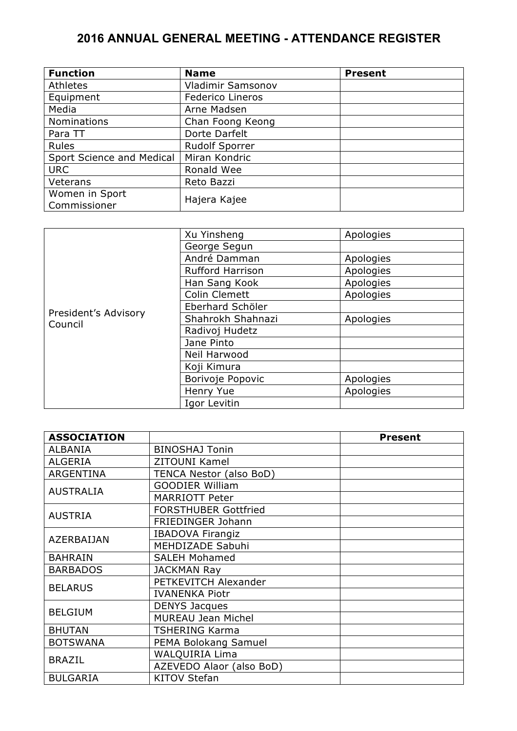# 2016 ANNUAL GENERAL MEETING - ATTENDANCE REGISTER

| Function | Name | Present |
|---|---|---|
| Athletes | Vladimir Samsonov | |
| Equipment | Federico Lineros | |
| Media | Arne Madsen | |
| Nominations | Chan Foong Keong | |
| Para TT | Dorte Darfelt | |
| Rules | Rudolf Sporrer | |
| Sport Science and Medical | Miran Kondric | |
| URC | Ronald Wee | |
| Veterans | Reto Bazzi | |
| Women in Sport Commissioner | Hajera Kajee | |

| | | |
|---|---|---|
| President's Advisory Council | Xu Yinsheng | Apologies |
| | George Segun | |
| | André Damman | Apologies |
| | Rufford Harrison | Apologies |
| | Han Sang Kook | Apologies |
| | Colin Clemett | Apologies |
| | Eberhard Schöler | |
| | Shahrokh Shahnazi | Apologies |
| | Radivoj Hudetz | |
| | Jane Pinto | |
| | Neil Harwood | |
| | Koji Kimura | |
| | Borivoje Popovic | Apologies |
| | Henry Yue | Apologies |
| | Igor Levitin | |

| ASSOCIATION | | Present |
|---|---|---|
| ALBANIA | BINOSHAJ Tonin | |
| ALGERIA | ZITOUNI Kamel | |
| ARGENTINA | TENCA Nestor (also BoD) | |
| AUSTRALIA | GOODIER William | |
| | MARRIOTT Peter | |
| AUSTRIA | FORSTHUBER Gottfried | |
| | FRIEDINGER Johann | |
| AZERBAIJAN | IBADOVA Firangiz | |
| | MEHDIZADE Sabuhi | |
| BAHRAIN | SALEH Mohamed | |
| BARBADOS | JACKMAN Ray | |
| BELARUS | PETKEVITCH Alexander | |
| | IVANENKA Piotr | |
| BELGIUM | DENYS Jacques | |
| | MUREAU Jean Michel | |
| BHUTAN | TSHERING Karma | |
| BOTSWANA | PEMA Bolokang Samuel | |
| BRAZIL | WALQUIRIA Lima | |
| | AZEVEDO Alaor (also BoD) | |
| BULGARIA | KITOV Stefan | |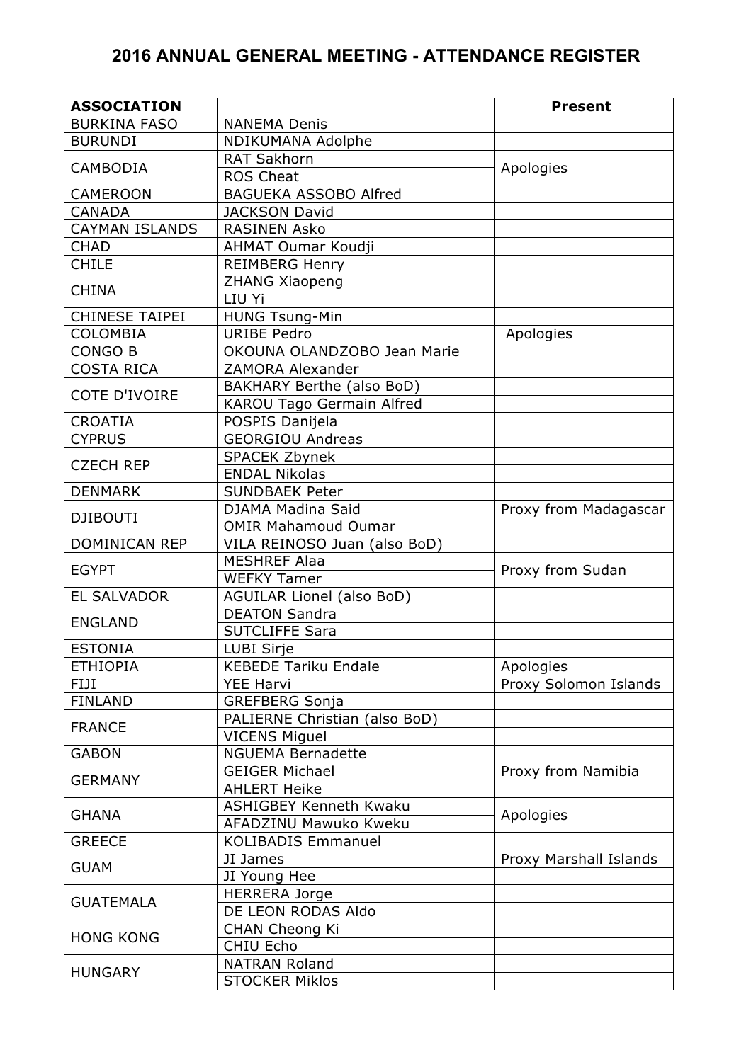# 2016 ANNUAL GENERAL MEETING - ATTENDANCE REGISTER

| ASSOCIATION | | Present |
|---|---|---|
| BURKINA FASO | NANEMA Denis | |
| BURUNDI | NDIKUMANA Adolphe | |
| CAMBODIA | RAT Sakhorn | Apologies |
| | ROS Cheat | |
| CAMEROON | BAGUEKA ASSOBO Alfred | |
| CANADA | JACKSON David | |
| CAYMAN ISLANDS | RASINEN Asko | |
| CHAD | AHMAT Oumar Koudji | |
| CHILE | REIMBERG Henry | |
| CHINA | ZHANG Xiaopeng | |
| | LIU Yi | |
| CHINESE TAIPEI | HUNG Tsung-Min | |
| COLOMBIA | URIBE Pedro | Apologies |
| CONGO B | OKOUNA OLANDZOBO Jean Marie | |
| COSTA RICA | ZAMORA Alexander | |
| COTE D'IVOIRE | BAKHARY Berthe (also BoD) | |
| | KAROU Tago Germain Alfred | |
| CROATIA | POSPIS Danijela | |
| CYPRUS | GEORGIOU Andreas | |
| CZECH REP | SPACEK Zbynek | |
| | ENDAL Nikolas | |
| DENMARK | SUNDBAEK Peter | |
| DJIBOUTI | DJAMA Madina Said | Proxy from Madagascar |
| | OMIR Mahamoud Oumar | |
| DOMINICAN REP | VILA REINOSO Juan (also BoD) | |
| EGYPT | MESHREF Alaa | Proxy from Sudan |
| | WEFKY Tamer | |
| EL SALVADOR | AGUILAR Lionel (also BoD) | |
| ENGLAND | DEATON Sandra | |
| | SUTCLIFFE Sara | |
| ESTONIA | LUBI Sirje | |
| ETHIOPIA | KEBEDE Tariku Endale | Apologies |
| FIJI | YEE Harvi | Proxy Solomon Islands |
| FINLAND | GREFBERG Sonja | |
| FRANCE | PALIERNE Christian (also BoD) | |
| | VICENS Miguel | |
| GABON | NGUEMA Bernadette | |
| GERMANY | GEIGER Michael | Proxy from Namibia |
| | AHLERT Heike | |
| GHANA | ASHIGBEY Kenneth Kwaku | Apologies |
| | AFADZINU Mawuko Kweku | |
| GREECE | KOLIBADIS Emmanuel | |
| GUAM | JI James | Proxy Marshall Islands |
| | JI Young Hee | |
| GUATEMALA | HERRERA Jorge | |
| | DE LEON RODAS Aldo | |
| HONG KONG | CHAN Cheong Ki | |
| | CHIU Echo | |
| HUNGARY | NATRAN Roland | |
| | STOCKER Miklos | |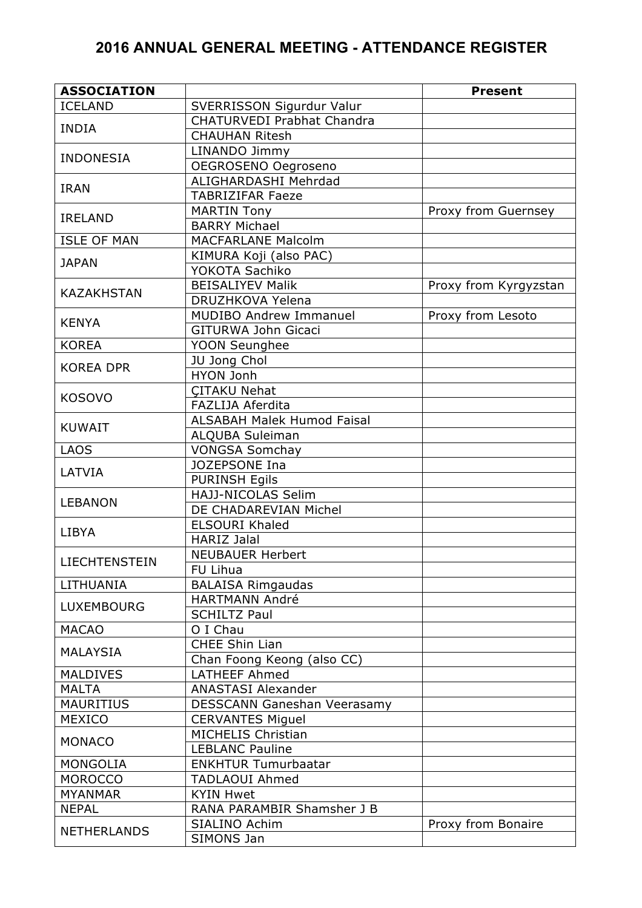# 2016 ANNUAL GENERAL MEETING - ATTENDANCE REGISTER

| ASSOCIATION | | Present |
|---|---|---|
| ICELAND | SVERRISSON Sigurdur Valur | |
| INDIA | CHATURVEDI Prabhat Chandra | |
| | CHAUHAN Ritesh | |
| INDONESIA | LINANDO Jimmy | |
| | OEGROSENO Oegroseno | |
| IRAN | ALIGHARDASHI Mehrdad | |
| | TABRIZIFAR Faeze | |
| IRELAND | MARTIN Tony | Proxy from Guernsey |
| | BARRY Michael | |
| ISLE OF MAN | MACFARLANE Malcolm | |
| JAPAN | KIMURA Koji (also PAC) | |
| | YOKOTA Sachiko | |
| KAZAKHSTAN | BEISALIYEV Malik | Proxy from Kyrgyzstan |
| | DRUZHKOVA Yelena | |
| KENYA | MUDIBO Andrew Immanuel | Proxy from Lesoto |
| | GITURWA John Gicaci | |
| KOREA | YOON Seunghee | |
| KOREA DPR | JU Jong Chol | |
| | HYON Jonh | |
| KOSOVO | ÇITAKU Nehat | |
| | FAZLIJA Aferdita | |
| KUWAIT | ALSABAH Malek Humod Faisal | |
| | ALQUBA Suleiman | |
| LAOS | VONGSA Somchay | |
| LATVIA | JOZEPSONE Ina | |
| | PURINSH Egils | |
| LEBANON | HAJJ-NICOLAS Selim | |
| | DE CHADAREVIAN Michel | |
| LIBYA | ELSOURI Khaled | |
| | HARIZ Jalal | |
| LIECHTENSTEIN | NEUBAUER Herbert | |
| | FU Lihua | |
| LITHUANIA | BALAISA Rimgaudas | |
| LUXEMBOURG | HARTMANN André | |
| | SCHILTZ Paul | |
| MACAO | O I Chau | |
| MALAYSIA | CHEE Shin Lian | |
| | Chan Foong Keong (also CC) | |
| MALDIVES | LATHEEF Ahmed | |
| MALTA | ANASTASI Alexander | |
| MAURITIUS | DESSCANN Ganeshan Veerasamy | |
| MEXICO | CERVANTES Miguel | |
| MONACO | MICHELIS Christian | |
| | LEBLANC Pauline | |
| MONGOLIA | ENKHTUR Tumurbaatar | |
| MOROCCO | TADLAOUI Ahmed | |
| MYANMAR | KYIN Hwet | |
| NEPAL | RANA PARAMBIR Shamsher J B | |
| NETHERLANDS | SIALINO Achim | Proxy from Bonaire |
| | SIMONS Jan | |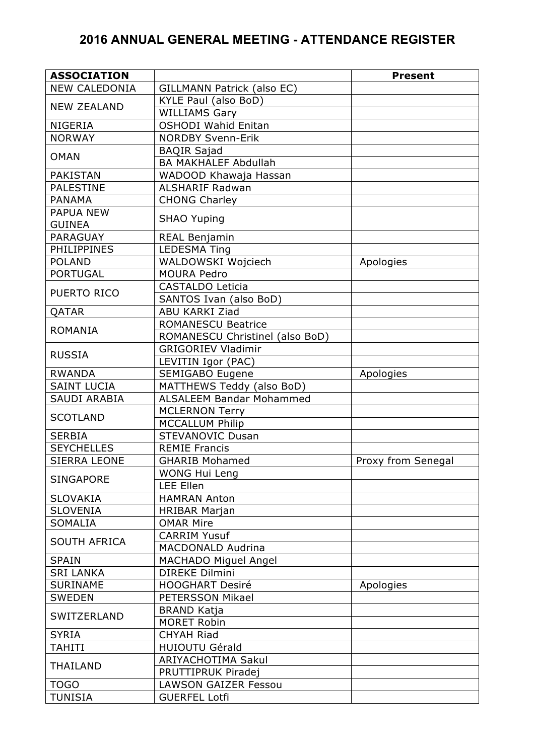# 2016 ANNUAL GENERAL MEETING - ATTENDANCE REGISTER

| ASSOCIATION | | Present |
|---|---|---|
| NEW CALEDONIA | GILLMANN Patrick (also EC) | |
| NEW ZEALAND | KYLE Paul (also BoD) | |
| | WILLIAMS Gary | |
| NIGERIA | OSHODI Wahid Enitan | |
| NORWAY | NORDBY Svenn-Erik | |
| OMAN | BAQIR Sajad | |
| | BA MAKHALEF Abdullah | |
| PAKISTAN | WADOOD Khawaja Hassan | |
| PALESTINE | ALSHARIF Radwan | |
| PANAMA | CHONG Charley | |
| PAPUA NEW GUINEA | SHAO Yuping | |
| PARAGUAY | REAL Benjamin | |
| PHILIPPINES | LEDESMA Ting | |
| POLAND | WALDOWSKI Wojciech | Apologies |
| PORTUGAL | MOURA Pedro | |
| PUERTO RICO | CASTALDO Leticia | |
| | SANTOS Ivan (also BoD) | |
| QATAR | ABU KARKI Ziad | |
| ROMANIA | ROMANESCU Beatrice | |
| | ROMANESCU Christinel (also BoD) | |
| RUSSIA | GRIGORIEV Vladimir | |
| | LEVITIN Igor (PAC) | |
| RWANDA | SEMIGABO Eugene | Apologies |
| SAINT LUCIA | MATTHEWS Teddy (also BoD) | |
| SAUDI ARABIA | ALSALEEM Bandar Mohammed | |
| SCOTLAND | MCLERNON Terry | |
| | MCCALLUM Philip | |
| SERBIA | STEVANOVIC Dusan | |
| SEYCHELLES | REMIE Francis | |
| SIERRA LEONE | GHARIB Mohamed | Proxy from Senegal |
| SINGAPORE | WONG Hui Leng | |
| | LEE Ellen | |
| SLOVAKIA | HAMRAN Anton | |
| SLOVENIA | HRIBAR Marjan | |
| SOMALIA | OMAR Mire | |
| SOUTH AFRICA | CARRIM Yusuf | |
| | MACDONALD Audrina | |
| SPAIN | MACHADO Miguel Angel | |
| SRI LANKA | DIREKE Dilmini | |
| SURINAME | HOOGHART Desiré | Apologies |
| SWEDEN | PETERSSON Mikael | |
| SWITZERLAND | BRAND Katja | |
| | MORET Robin | |
| SYRIA | CHYAH Riad | |
| TAHITI | HUIOUTU Gérald | |
| THAILAND | ARIYACHOTIMA Sakul | |
| | PRUTTIPRUK Piradej | |
| TOGO | LAWSON GAIZER Fessou | |
| TUNISIA | GUERFEL Lotfi | |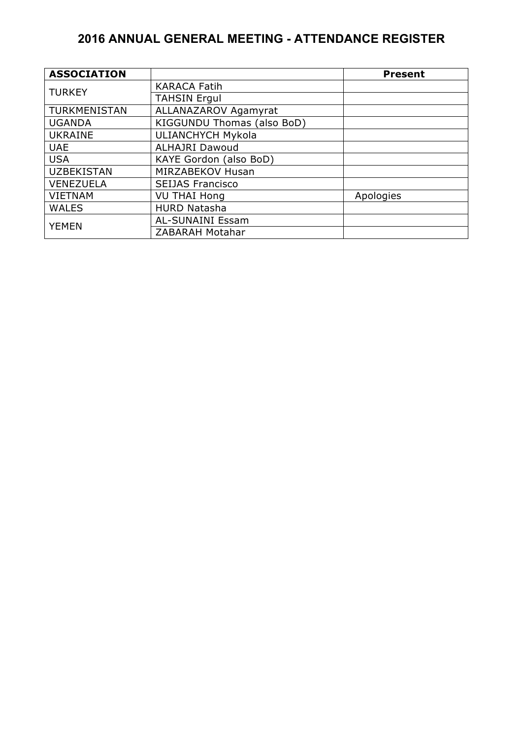## 2016 ANNUAL GENERAL MEETING - ATTENDANCE REGISTER

| ASSOCIATION | | Present |
|---|---|---|
| TURKEY | KARACA Fatih | |
| | TAHSIN Ergul | |
| TURKMENISTAN | ALLANAZAROV Agamyrat | |
| UGANDA | KIGGUNDU Thomas (also BoD) | |
| UKRAINE | ULIANCHYCH Mykola | |
| UAE | ALHAJRI Dawoud | |
| USA | KAYE Gordon (also BoD) | |
| UZBEKISTAN | MIRZABEKOV Husan | |
| VENEZUELA | SEIJAS Francisco | |
| VIETNAM | VU THAI Hong | Apologies |
| WALES | HURD Natasha | |
| YEMEN | AL-SUNAINI Essam | |
| | ZABARAH Motahar | |